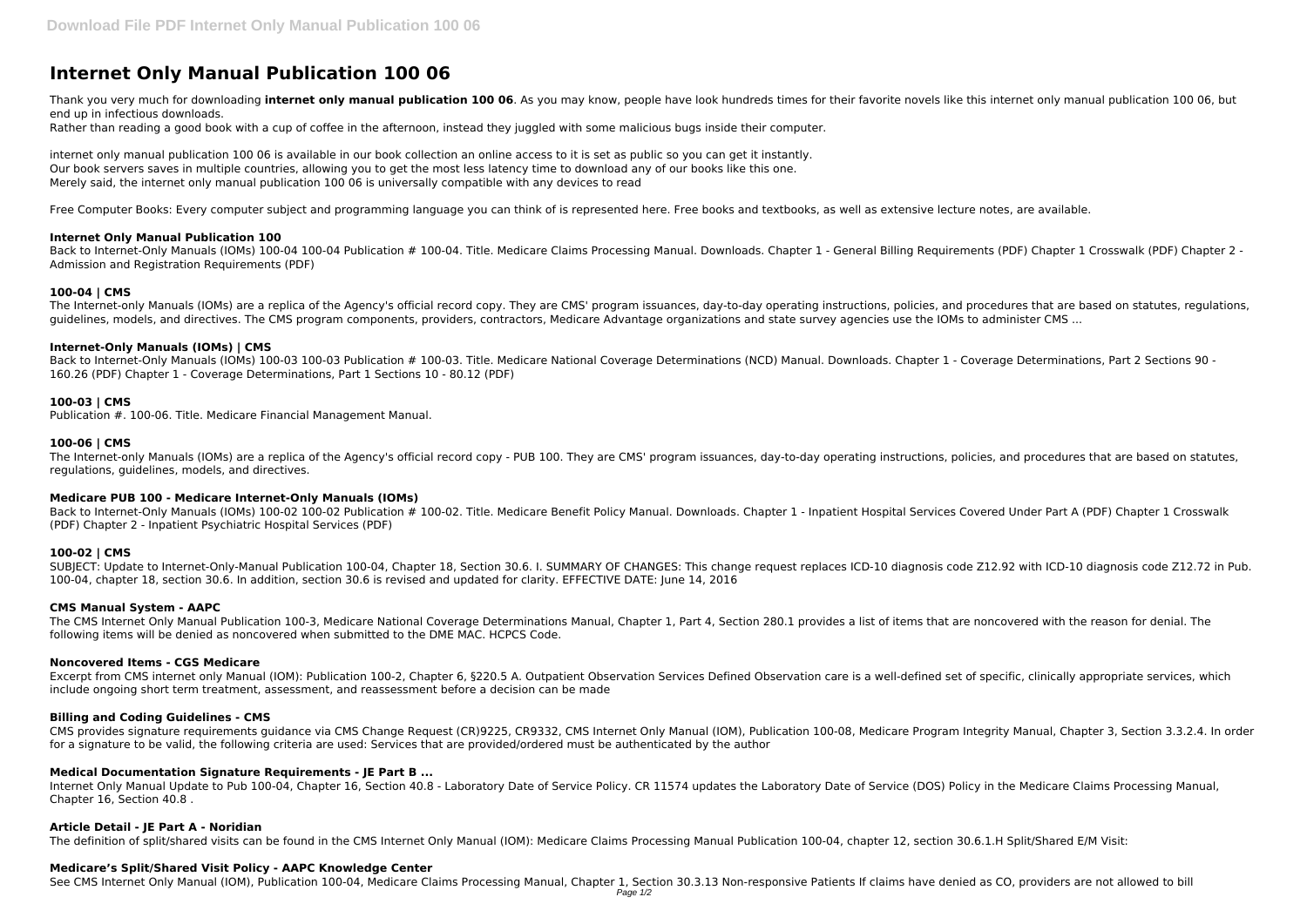# Internet Only Manual Publication 100 06

Thank you very much for downloading **internet only manual publication 100 06**. As you may know, people have look hundreds times for their favorite novels like this internet only manual publication 100 06, but end up in infectious downloads.

Rather than reading a good book with a cup of coffee in the afternoon, instead they juggled with some malicious bugs inside their computer.

internet only manual publication 100 06 is available in our book collection an online access to it is set as public so you can get it instantly.
Our book servers saves in multiple countries, allowing you to get the most less latency time to download any of our books like this one.
Merely said, the internet only manual publication 100 06 is universally compatible with any devices to read

Free Computer Books: Every computer subject and programming language you can think of is represented here. Free books and textbooks, as well as extensive lecture notes, are available.

### Internet Only Manual Publication 100

Back to Internet-Only Manuals (IOMs) 100-04 100-04 Publication # 100-04. Title. Medicare Claims Processing Manual. Downloads. Chapter 1 - General Billing Requirements (PDF) Chapter 1 Crosswalk (PDF) Chapter 2 - Admission and Registration Requirements (PDF)

### 100-04 | CMS

The Internet-only Manuals (IOMs) are a replica of the Agency's official record copy. They are CMS' program issuances, day-to-day operating instructions, policies, and procedures that are based on statutes, regulations, guidelines, models, and directives. The CMS program components, providers, contractors, Medicare Advantage organizations and state survey agencies use the IOMs to administer CMS ...

### Internet-Only Manuals (IOMs) | CMS

Back to Internet-Only Manuals (IOMs) 100-03 100-03 Publication # 100-03. Title. Medicare National Coverage Determinations (NCD) Manual. Downloads. Chapter 1 - Coverage Determinations, Part 2 Sections 90 - 160.26 (PDF) Chapter 1 - Coverage Determinations, Part 1 Sections 10 - 80.12 (PDF)

### 100-03 | CMS

Publication #. 100-06. Title. Medicare Financial Management Manual.

### 100-06 | CMS

The Internet-only Manuals (IOMs) are a replica of the Agency's official record copy - PUB 100. They are CMS' program issuances, day-to-day operating instructions, policies, and procedures that are based on statutes, regulations, guidelines, models, and directives.

### Medicare PUB 100 - Medicare Internet-Only Manuals (IOMs)

Back to Internet-Only Manuals (IOMs) 100-02 100-02 Publication # 100-02. Title. Medicare Benefit Policy Manual. Downloads. Chapter 1 - Inpatient Hospital Services Covered Under Part A (PDF) Chapter 1 Crosswalk (PDF) Chapter 2 - Inpatient Psychiatric Hospital Services (PDF)

### 100-02 | CMS

SUBJECT: Update to Internet-Only-Manual Publication 100-04, Chapter 18, Section 30.6. I. SUMMARY OF CHANGES: This change request replaces ICD-10 diagnosis code Z12.92 with ICD-10 diagnosis code Z12.72 in Pub. 100-04, chapter 18, section 30.6. In addition, section 30.6 is revised and updated for clarity. EFFECTIVE DATE: June 14, 2016

### CMS Manual System - AAPC

The CMS Internet Only Manual Publication 100-3, Medicare National Coverage Determinations Manual, Chapter 1, Part 4, Section 280.1 provides a list of items that are noncovered with the reason for denial. The following items will be denied as noncovered when submitted to the DME MAC. HCPCS Code.

### Noncovered Items - CGS Medicare

Excerpt from CMS internet only Manual (IOM): Publication 100-2, Chapter 6, §220.5 A. Outpatient Observation Services Defined Observation care is a well-defined set of specific, clinically appropriate services, which include ongoing short term treatment, assessment, and reassessment before a decision can be made

### Billing and Coding Guidelines - CMS

CMS provides signature requirements guidance via CMS Change Request (CR)9225, CR9332, CMS Internet Only Manual (IOM), Publication 100-08, Medicare Program Integrity Manual, Chapter 3, Section 3.3.2.4. In order for a signature to be valid, the following criteria are used: Services that are provided/ordered must be authenticated by the author

### Medical Documentation Signature Requirements - JE Part B ...

Internet Only Manual Update to Pub 100-04, Chapter 16, Section 40.8 - Laboratory Date of Service Policy. CR 11574 updates the Laboratory Date of Service (DOS) Policy in the Medicare Claims Processing Manual, Chapter 16, Section 40.8 .

### Article Detail - JE Part A - Noridian

The definition of split/shared visits can be found in the CMS Internet Only Manual (IOM): Medicare Claims Processing Manual Publication 100-04, chapter 12, section 30.6.1.H Split/Shared E/M Visit:

### Medicare's Split/Shared Visit Policy - AAPC Knowledge Center

See CMS Internet Only Manual (IOM), Publication 100-04, Medicare Claims Processing Manual, Chapter 1, Section 30.3.13 Non-responsive Patients If claims have denied as CO, providers are not allowed to bill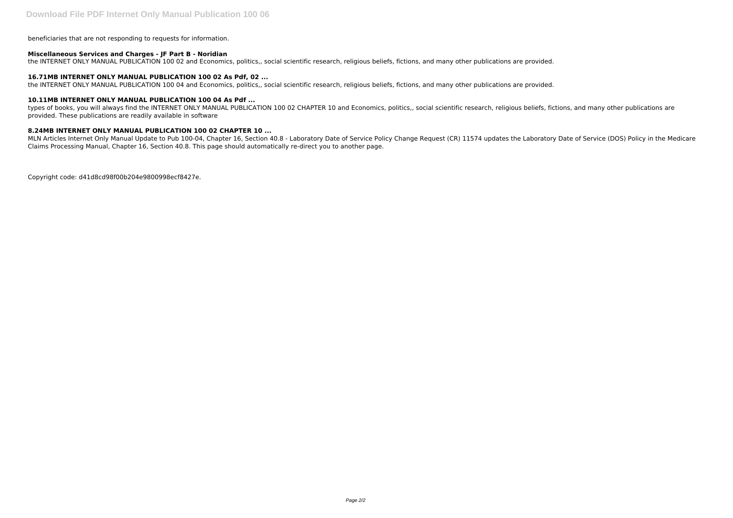beneficiaries that are not responding to requests for information.

### Miscellaneous Services and Charges - JF Part B - Noridian

the INTERNET ONLY MANUAL PUBLICATION 100 02 and Economics, politics,, social scientific research, religious beliefs, fictions, and many other publications are provided.

### 16.71MB INTERNET ONLY MANUAL PUBLICATION 100 02 As Pdf, 02 ...

the INTERNET ONLY MANUAL PUBLICATION 100 04 and Economics, politics,, social scientific research, religious beliefs, fictions, and many other publications are provided.

### 10.11MB INTERNET ONLY MANUAL PUBLICATION 100 04 As Pdf ...

types of books, you will always find the INTERNET ONLY MANUAL PUBLICATION 100 02 CHAPTER 10 and Economics, politics,, social scientific research, religious beliefs, fictions, and many other publications are provided. These publications are readily available in software

### 8.24MB INTERNET ONLY MANUAL PUBLICATION 100 02 CHAPTER 10 ...

MLN Articles Internet Only Manual Update to Pub 100-04, Chapter 16, Section 40.8 - Laboratory Date of Service Policy Change Request (CR) 11574 updates the Laboratory Date of Service (DOS) Policy in the Medicare Claims Processing Manual, Chapter 16, Section 40.8. This page should automatically re-direct you to another page.

Copyright code: d41d8cd98f00b204e9800998ecf8427e.